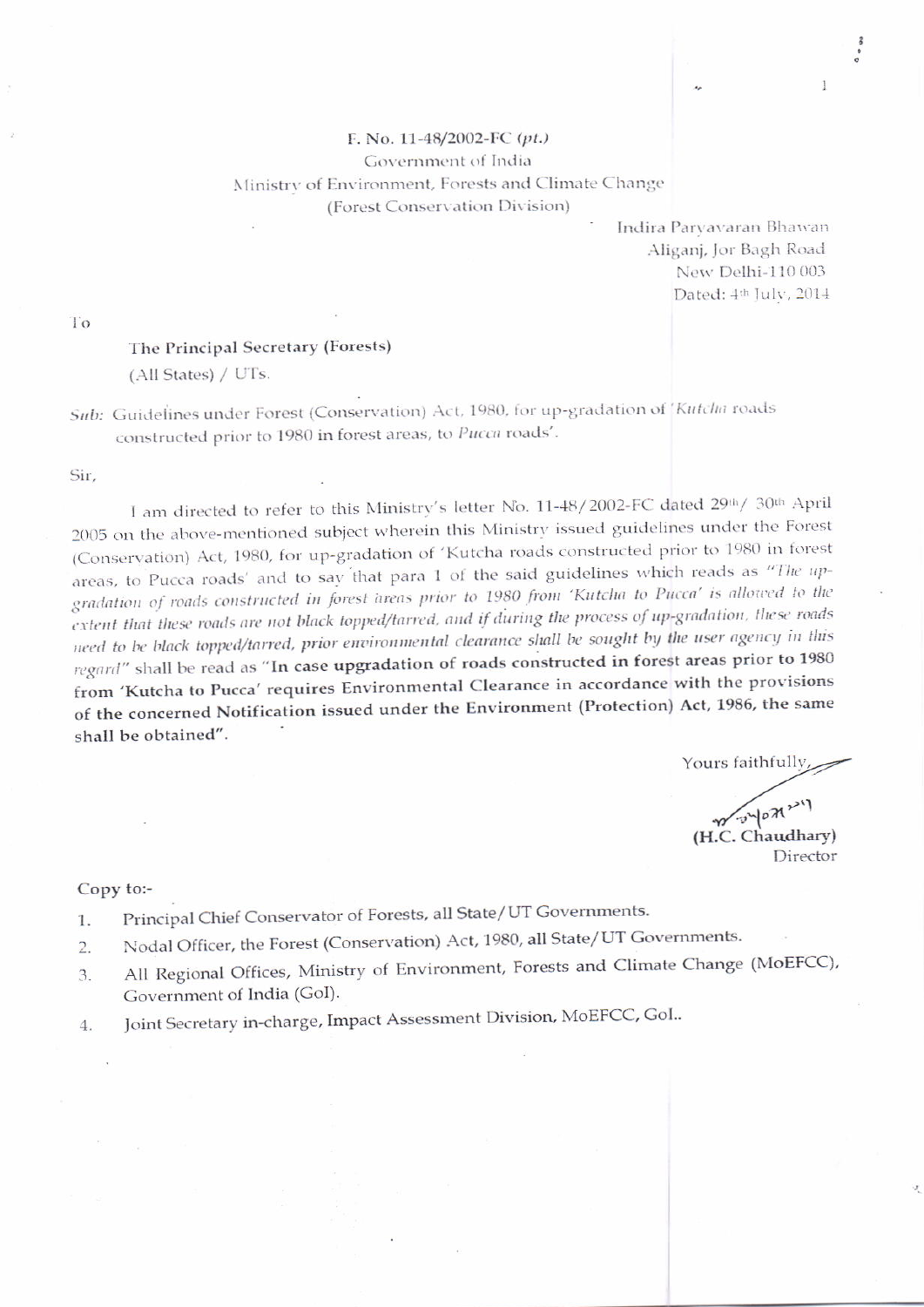F. No. 11-48/2002-FC *(pt.)*
Government of India
Ministry of Environment, Forests and Climate Change
(Forest Conservation Division)

Indira Paryavaran Bhawan
Aliganj, Jor Bagh Road
New Delhi-110 003
Dated: 4th July, 2014

To

**The Principal Secretary (Forests)**
(All States) / UTs.

*Sub:* Guidelines under Forest (Conservation) Act, 1980, for up-gradation of '*Kutcha* roads constructed prior to 1980 in forest areas, to *Pucca* roads'.

Sir,

I am directed to refer to this Ministry's letter No. 11-48/2002-FC dated 29th/ 30th April 2005 on the above-mentioned subject wherein this Ministry issued guidelines under the Forest (Conservation) Act, 1980, for up-gradation of 'Kutcha roads constructed prior to 1980 in forest areas, to Pucca roads' and to say that para 1 of the said guidelines which reads as "*The up-gradation of roads constructed in forest areas prior to 1980 from 'Kutcha to Pucca' is allowed to the extent that these roads are not black topped/tarred, and if during the process of up-gradation, these roads need to be black topped/tarred, prior environmental clearance shall be sought by the user agency in this regard*" shall be read as "**In case upgradation of roads constructed in forest areas prior to 1980 from 'Kutcha to Pucca' requires Environmental Clearance in accordance with the provisions of the concerned Notification issued under the Environment (Protection) Act, 1986, the same shall be obtained**".

Yours faithfully,

**(H.C. Chaudhary)**
Director

Copy to:-

1. Principal Chief Conservator of Forests, all State/UT Governments.
2. Nodal Officer, the Forest (Conservation) Act, 1980, all State/UT Governments.
3. All Regional Offices, Ministry of Environment, Forests and Climate Change (MoEFCC), Government of India (GoI).
4. Joint Secretary in-charge, Impact Assessment Division, MoEFCC, GoI..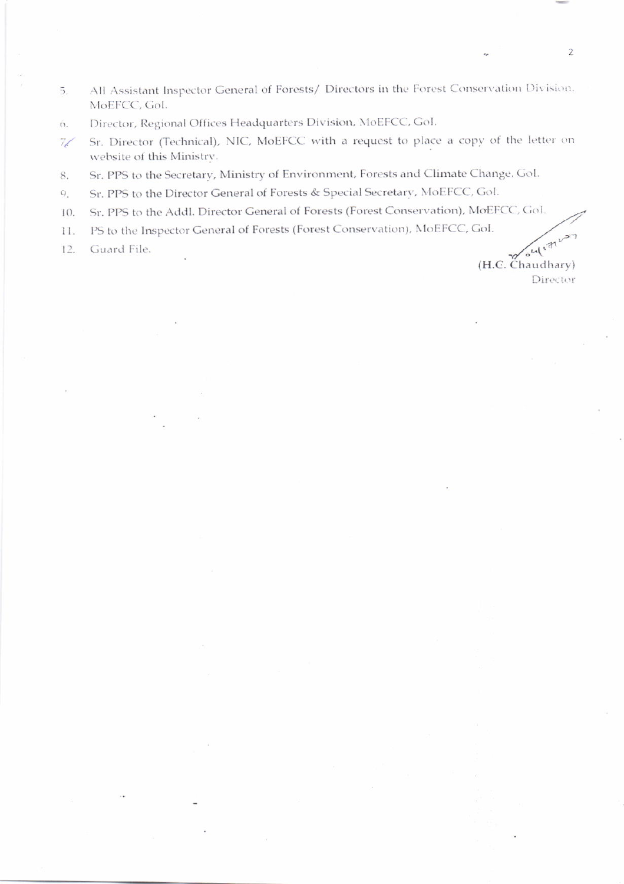5. All Assistant Inspector General of Forests/ Directors in the Forest Conservation Division, MoEFCC, GoI.
6. Director, Regional Offices Headquarters Division, MoEFCC, GoI.
7. Sr. Director (Technical), NIC, MoEFCC with a request to place a copy of the letter on website of this Ministry.
8. Sr. PPS to the Secretary, Ministry of Environment, Forests and Climate Change, GoI.
9. Sr. PPS to the Director General of Forests & Special Secretary, MoEFCC, GoI.
10. Sr. PPS to the Addl. Director General of Forests (Forest Conservation), MoEFCC, GoI.
11. PS to the Inspector General of Forests (Forest Conservation), MoEFCC, GoI.
12. Guard File.

(H.C. Chaudhary)
Director